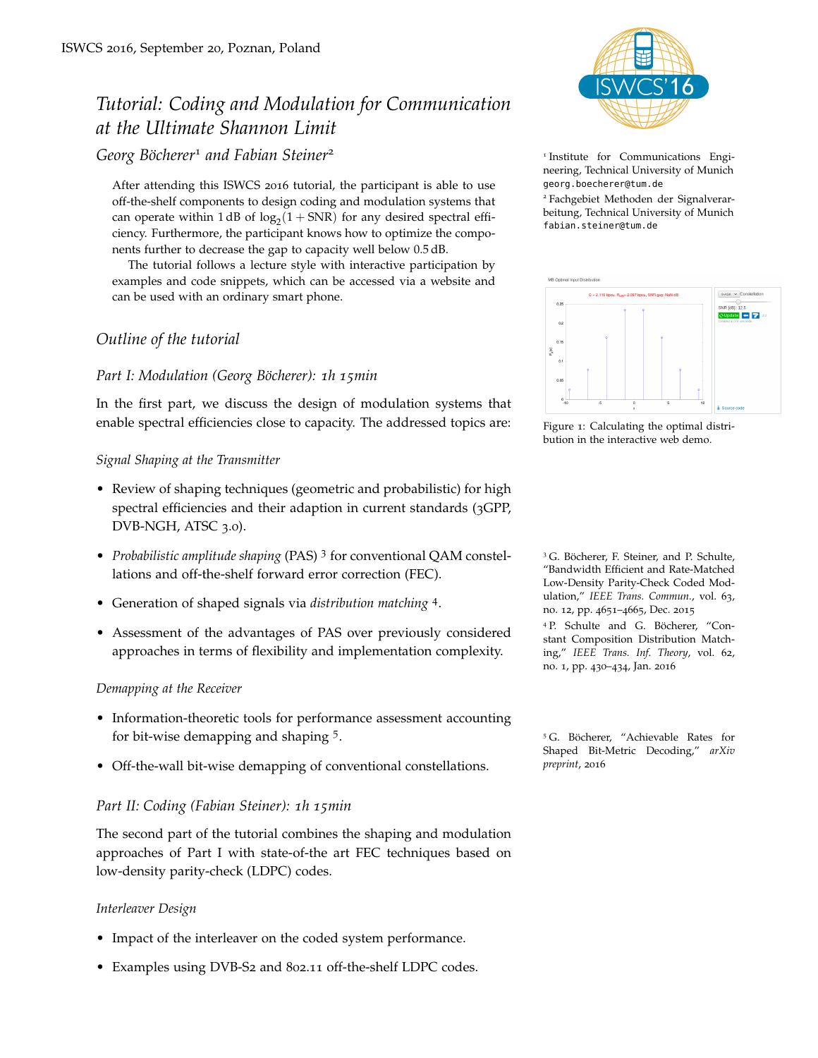ISWCS 2016, September 20, Poznan, Poland

# Tutorial: Coding and Modulation for Communication at the Ultimate Shannon Limit

*Georg Böcherer*[1] *and Fabian Steiner*[2]

[1] Institute for Communications Engineering, Technical University of Munich
georg.boecherer@tum.de

[2] Fachgebiet Methoden der Signalverarbeitung, Technical University of Munich
fabian.steiner@tum.de

After attending this ISWCS 2016 tutorial, the participant is able to use off-the-shelf components to design coding and modulation systems that can operate within 1 dB of $\log_2(1 + \text{SNR})$ for any desired spectral efficiency. Furthermore, the participant knows how to optimize the components further to decrease the gap to capacity well below 0.5 dB.

The tutorial follows a lecture style with interactive participation by examples and code snippets, which can be accessed via a website and can be used with an ordinary smart phone.

Figure 1: Calculating the optimal distribution in the interactive web demo.

## Outline of the tutorial

### Part I: Modulation (Georg Böcherer): 1h 15min

In the first part, we discuss the design of modulation systems that enable spectral efficiencies close to capacity. The addressed topics are:

#### *Signal Shaping at the Transmitter*

- Review of shaping techniques (geometric and probabilistic) for high spectral efficiencies and their adaption in current standards (3GPP, DVB-NGH, ATSC 3.0).
- *Probabilistic amplitude shaping* (PAS) [3] for conventional QAM constellations and off-the-shelf forward error correction (FEC).
- Generation of shaped signals via *distribution matching* [4].
- Assessment of the advantages of PAS over previously considered approaches in terms of flexibility and implementation complexity.

[3] G. Böcherer, F. Steiner, and P. Schulte, "Bandwidth Efficient and Rate-Matched Low-Density Parity-Check Coded Modulation," *IEEE Trans. Commun.*, vol. 63, no. 12, pp. 4651–4665, Dec. 2015

[4] P. Schulte and G. Böcherer, "Constant Composition Distribution Matching," *IEEE Trans. Inf. Theory*, vol. 62, no. 1, pp. 430–434, Jan. 2016

#### *Demapping at the Receiver*

- Information-theoretic tools for performance assessment accounting for bit-wise demapping and shaping [5].
- Off-the-wall bit-wise demapping of conventional constellations.

[5] G. Böcherer, "Achievable Rates for Shaped Bit-Metric Decoding," *arXiv preprint*, 2016

### Part II: Coding (Fabian Steiner): 1h 15min

The second part of the tutorial combines the shaping and modulation approaches of Part I with state-of-the art FEC techniques based on low-density parity-check (LDPC) codes.

#### *Interleaver Design*

- Impact of the interleaver on the coded system performance.
- Examples using DVB-S2 and 802.11 off-the-shelf LDPC codes.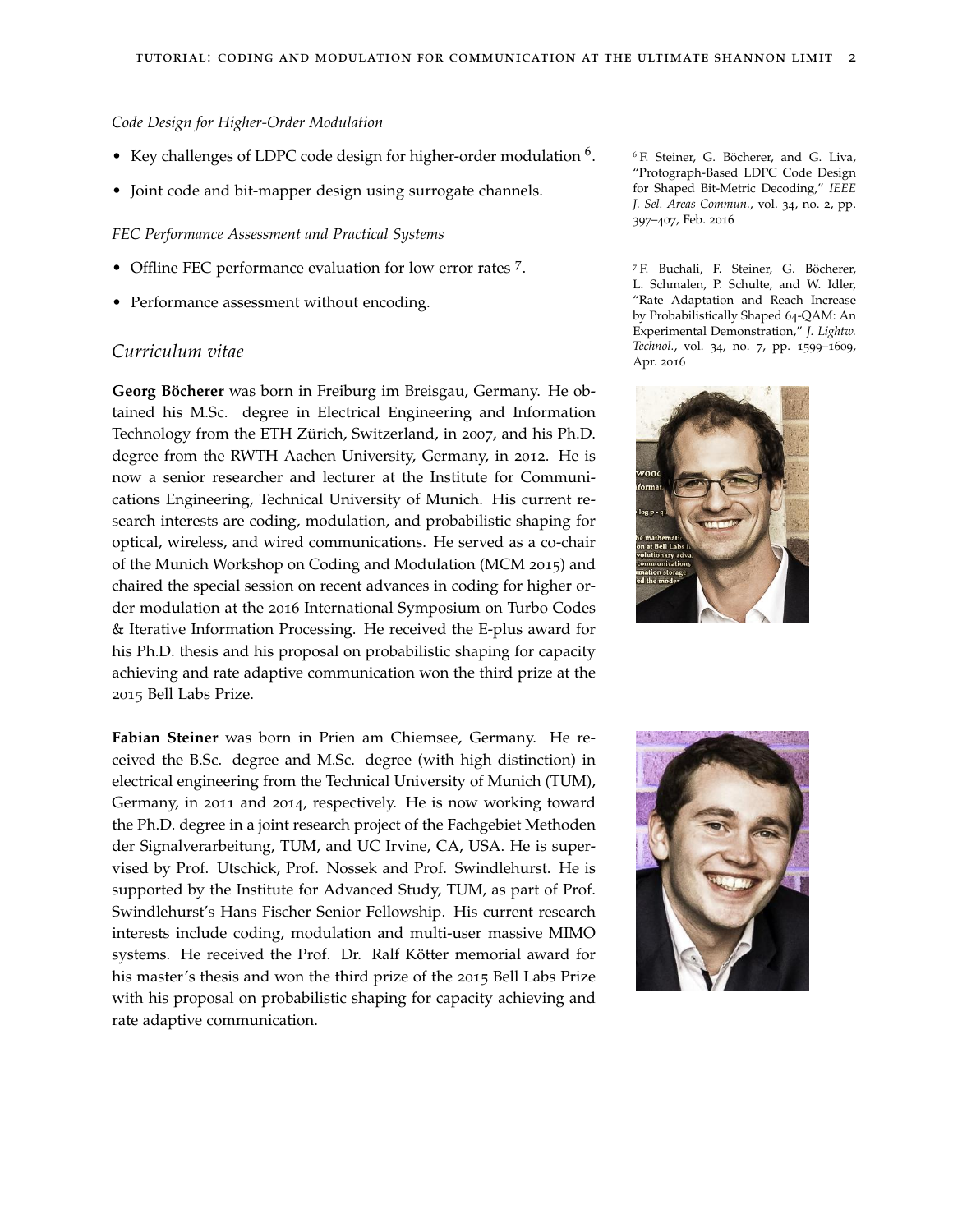*Code Design for Higher-Order Modulation*

- Key challenges of LDPC code design for higher-order modulation [6].
- Joint code and bit-mapper design using surrogate channels.

*FEC Performance Assessment and Practical Systems*

- Offline FEC performance evaluation for low error rates [7].
- Performance assessment without encoding.

[6] F. Steiner, G. Böcherer, and G. Liva, "Protograph-Based LDPC Code Design for Shaped Bit-Metric Decoding," *IEEE J. Sel. Areas Commun.*, vol. 34, no. 2, pp. 397–407, Feb. 2016

[7] F. Buchali, F. Steiner, G. Böcherer, L. Schmalen, P. Schulte, and W. Idler, "Rate Adaptation and Reach Increase by Probabilistically Shaped 64-QAM: An Experimental Demonstration," *J. Lightw. Technol.*, vol. 34, no. 7, pp. 1599–1609, Apr. 2016

## *Curriculum vitae*

**Georg Böcherer** was born in Freiburg im Breisgau, Germany. He obtained his M.Sc. degree in Electrical Engineering and Information Technology from the ETH Zürich, Switzerland, in 2007, and his Ph.D. degree from the RWTH Aachen University, Germany, in 2012. He is now a senior researcher and lecturer at the Institute for Communications Engineering, Technical University of Munich. His current research interests are coding, modulation, and probabilistic shaping for optical, wireless, and wired communications. He served as a co-chair of the Munich Workshop on Coding and Modulation (MCM 2015) and chaired the special session on recent advances in coding for higher order modulation at the 2016 International Symposium on Turbo Codes & Iterative Information Processing. He received the E-plus award for his Ph.D. thesis and his proposal on probabilistic shaping for capacity achieving and rate adaptive communication won the third prize at the 2015 Bell Labs Prize.

**Fabian Steiner** was born in Prien am Chiemsee, Germany. He received the B.Sc. degree and M.Sc. degree (with high distinction) in electrical engineering from the Technical University of Munich (TUM), Germany, in 2011 and 2014, respectively. He is now working toward the Ph.D. degree in a joint research project of the Fachgebiet Methoden der Signalverarbeitung, TUM, and UC Irvine, CA, USA. He is supervised by Prof. Utschick, Prof. Nossek and Prof. Swindlehurst. He is supported by the Institute for Advanced Study, TUM, as part of Prof. Swindlehurst's Hans Fischer Senior Fellowship. His current research interests include coding, modulation and multi-user massive MIMO systems. He received the Prof. Dr. Ralf Kötter memorial award for his master's thesis and won the third prize of the 2015 Bell Labs Prize with his proposal on probabilistic shaping for capacity achieving and rate adaptive communication.